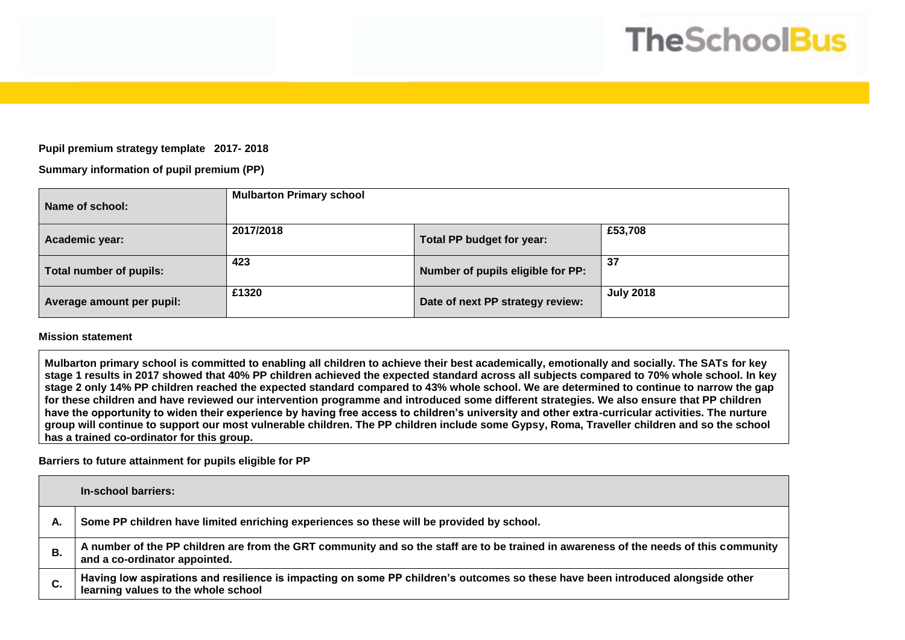**Pupil premium strategy template 2017- 2018**

**Summary information of pupil premium (PP)**

| **Name of school:** | **Mulbarton Primary school** | | |
|---|---|---|---|
| **Academic year:** | **2017/2018** | **Total PP budget for year:** | **£53,708** |
| **Total number of pupils:** | **423** | **Number of pupils eligible for PP:** | **37** |
| **Average amount per pupil:** | **£1320** | **Date of next PP strategy review:** | **July 2018** |

**Mission statement**

**Mulbarton primary school is committed to enabling all children to achieve their best academically, emotionally and socially. The SATs for key stage 1 results in 2017 showed that 40% PP children achieved the expected standard across all subjects compared to 70% whole school. In key stage 2 only 14% PP children reached the expected standard compared to 43% whole school. We are determined to continue to narrow the gap for these children and have reviewed our intervention programme and introduced some different strategies. We also ensure that PP children have the opportunity to widen their experience by having free access to children's university and other extra-curricular activities. The nurture group will continue to support our most vulnerable children. The PP children include some Gypsy, Roma, Traveller children and so the school has a trained co-ordinator for this group.**

**Barriers to future attainment for pupils eligible for PP**

| | **In-school barriers:** |
|---|---|
| **A.** | **Some PP children have limited enriching experiences so these will be provided by school.** |
| **B.** | **A number of the PP children are from the GRT community and so the staff are to be trained in awareness of the needs of this community and a co-ordinator appointed.** |
| **C.** | **Having low aspirations and resilience is impacting on some PP children's outcomes so these have been introduced alongside other learning values to the whole school** |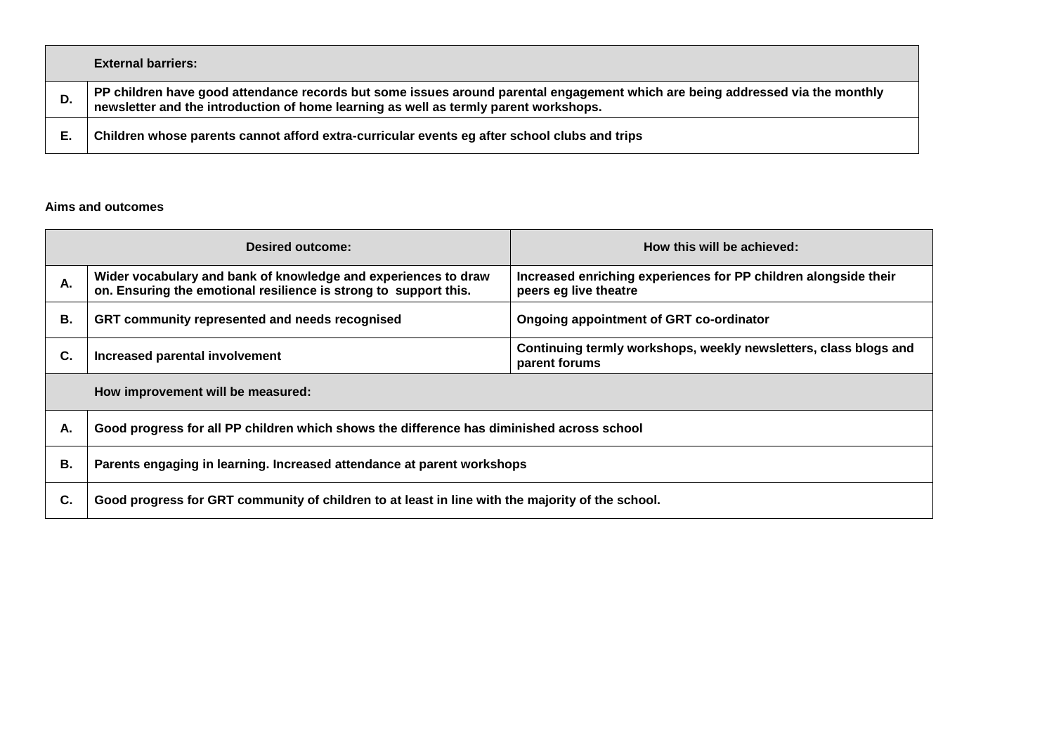| | External barriers: |
|---|---|
| D. | PP children have good attendance records but some issues around parental engagement which are being addressed via the monthly newsletter and the introduction of home learning as well as termly parent workshops. |
| E. | Children whose parents cannot afford extra-curricular events eg after school clubs and trips |

**Aims and outcomes**

| | Desired outcome: | How this will be achieved: |
|---|---|---|
| A. | Wider vocabulary and bank of knowledge and experiences to draw on. Ensuring the emotional resilience is strong to support this. | Increased enriching experiences for PP children alongside their peers eg live theatre |
| B. | GRT community represented and needs recognised | Ongoing appointment of GRT co-ordinator |
| C. | Increased parental involvement | Continuing termly workshops, weekly newsletters, class blogs and parent forums |
| | **How improvement will be measured:** | |
| A. | Good progress for all PP children which shows the difference has diminished across school | |
| B. | Parents engaging in learning. Increased attendance at parent workshops | |
| C. | Good progress for GRT community of children to at least in line with the majority of the school. | |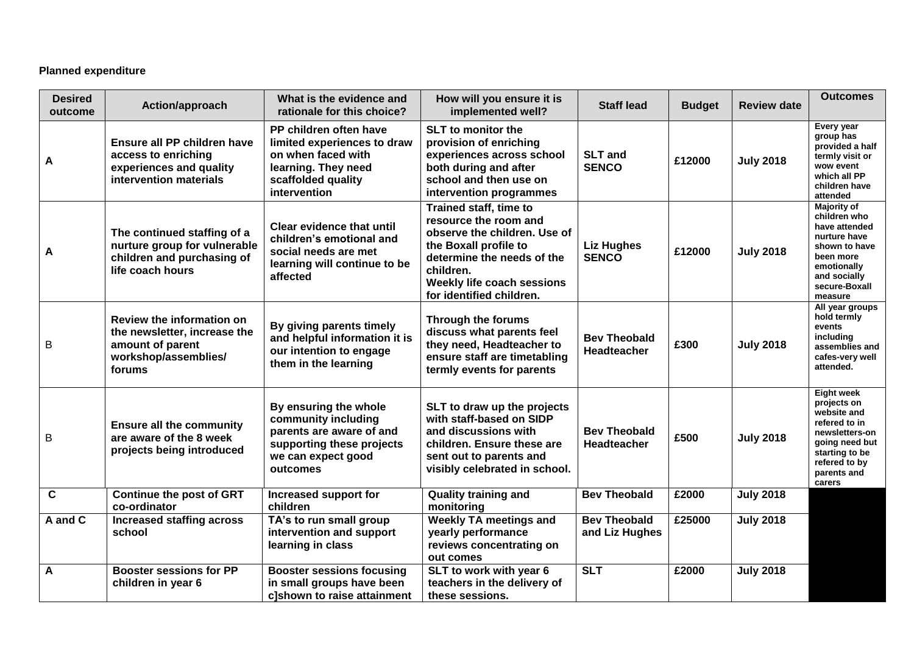**Planned expenditure**

| Desired outcome | Action/approach | What is the evidence and rationale for this choice? | How will you ensure it is implemented well? | Staff lead | Budget | Review date | Outcomes |
|---|---|---|---|---|---|---|---|
| A | Ensure all PP children have access to enriching experiences and quality intervention materials | PP children often have limited experiences to draw on when faced with learning. They need scaffolded quality intervention | SLT to monitor the provision of enriching experiences across school both during and after school and then use on intervention programmes | SLT and SENCO | £12000 | July 2018 | Every year group has provided a half termly visit or wow event which all PP children have attended |
| A | The continued staffing of a nurture group for vulnerable children and purchasing of life coach hours | Clear evidence that until children's emotional and social needs are met learning will continue to be affected | Trained staff, time to resource the room and observe the children. Use of the Boxall profile to determine the needs of the children. Weekly life coach sessions for identified children. | Liz Hughes SENCO | £12000 | July 2018 | Majority of children who have attended nurture have shown to have been more emotionally and socially secure-Boxall measure |
| B | Review the information on the newsletter, increase the amount of parent workshop/assemblies/ forums | By giving parents timely and helpful information it is our intention to engage them in the learning | Through the forums discuss what parents feel they need, Headteacher to ensure staff are timetabling termly events for parents | Bev Theobald Headteacher | £300 | July 2018 | All year groups hold termly events including assemblies and cafes-very well attended. |
| B | Ensure all the community are aware of the 8 week projects being introduced | By ensuring the whole community including parents are aware of and supporting these projects we can expect good outcomes | SLT to draw up the projects with staff-based on SIDP and discussions with children. Ensure these are sent out to parents and visibly celebrated in school. | Bev Theobald Headteacher | £500 | July 2018 | Eight week projects on website and refered to in newsletters-on going need but starting to be refered to by parents and carers |
| C | Continue the post of GRT co-ordinator | Increased support for children | Quality training and monitoring | Bev Theobald | £2000 | July 2018 | |
| A and C | Increased staffing across school | TA's to run small group intervention and support learning in class | Weekly TA meetings and yearly performance reviews concentrating on out comes | Bev Theobald and Liz Hughes | £25000 | July 2018 | |
| A | Booster sessions for PP children in year 6 | Booster sessions focusing in small groups have been c]shown to raise attainment | SLT to work with year 6 teachers in the delivery of these sessions. | SLT | £2000 | July 2018 | |